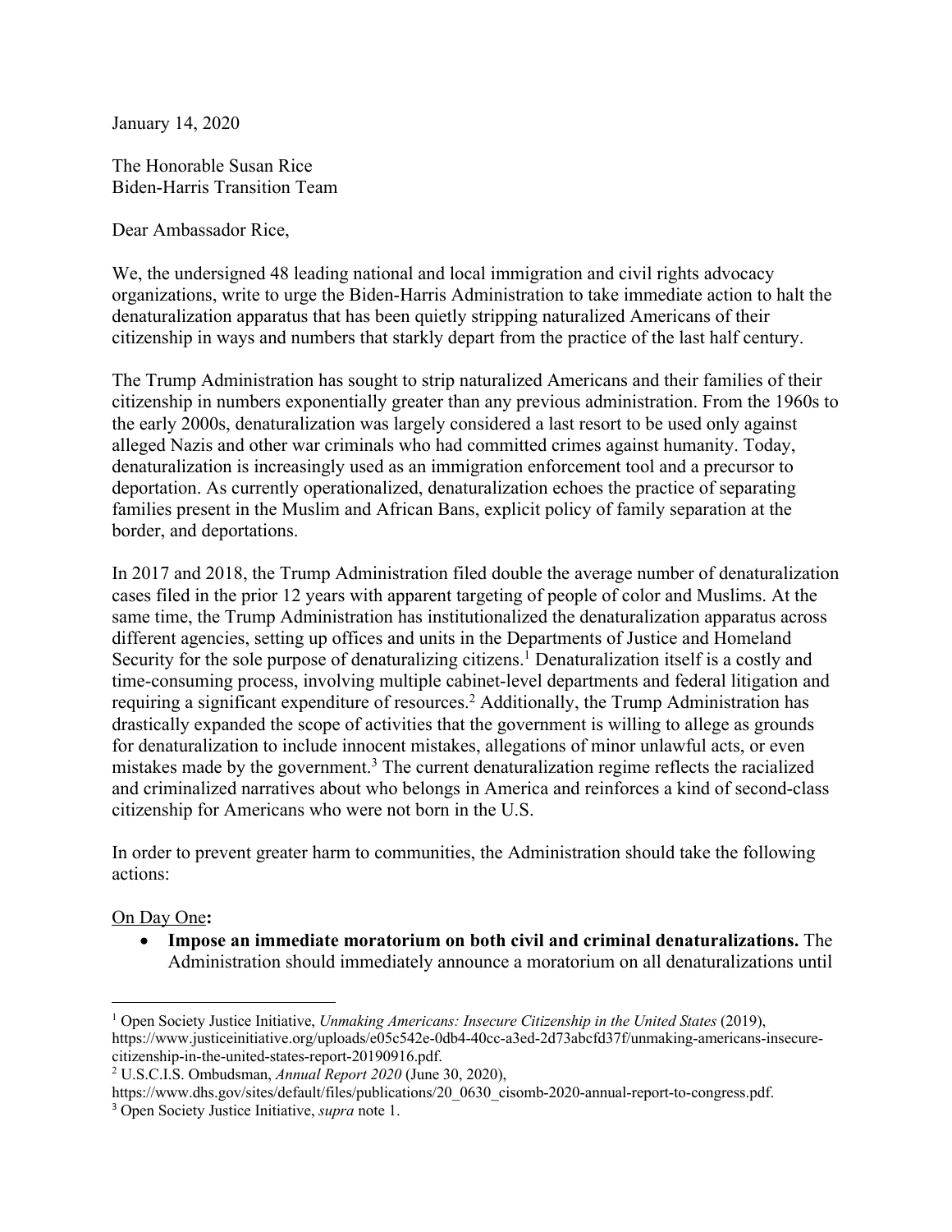January 14, 2020

The Honorable Susan Rice
Biden-Harris Transition Team

Dear Ambassador Rice,

We, the undersigned 48 leading national and local immigration and civil rights advocacy organizations, write to urge the Biden-Harris Administration to take immediate action to halt the denaturalization apparatus that has been quietly stripping naturalized Americans of their citizenship in ways and numbers that starkly depart from the practice of the last half century.

The Trump Administration has sought to strip naturalized Americans and their families of their citizenship in numbers exponentially greater than any previous administration. From the 1960s to the early 2000s, denaturalization was largely considered a last resort to be used only against alleged Nazis and other war criminals who had committed crimes against humanity. Today, denaturalization is increasingly used as an immigration enforcement tool and a precursor to deportation. As currently operationalized, denaturalization echoes the practice of separating families present in the Muslim and African Bans, explicit policy of family separation at the border, and deportations.

In 2017 and 2018, the Trump Administration filed double the average number of denaturalization cases filed in the prior 12 years with apparent targeting of people of color and Muslims. At the same time, the Trump Administration has institutionalized the denaturalization apparatus across different agencies, setting up offices and units in the Departments of Justice and Homeland Security for the sole purpose of denaturalizing citizens.[1] Denaturalization itself is a costly and time-consuming process, involving multiple cabinet-level departments and federal litigation and requiring a significant expenditure of resources.[2] Additionally, the Trump Administration has drastically expanded the scope of activities that the government is willing to allege as grounds for denaturalization to include innocent mistakes, allegations of minor unlawful acts, or even mistakes made by the government.[3] The current denaturalization regime reflects the racialized and criminalized narratives about who belongs in America and reinforces a kind of second-class citizenship for Americans who were not born in the U.S.

In order to prevent greater harm to communities, the Administration should take the following actions:

On Day One**:**

- **Impose an immediate moratorium on both civil and criminal denaturalizations.** The Administration should immediately announce a moratorium on all denaturalizations until

---

[1] Open Society Justice Initiative, *Unmaking Americans: Insecure Citizenship in the United States* (2019), https://www.justiceinitiative.org/uploads/e05c542e-0db4-40cc-a3ed-2d73abcfd37f/unmaking-americans-insecure-citizenship-in-the-united-states-report-20190916.pdf.

[2] U.S.C.I.S. Ombudsman, *Annual Report 2020* (June 30, 2020), https://www.dhs.gov/sites/default/files/publications/20_0630_cisomb-2020-annual-report-to-congress.pdf.

[3] Open Society Justice Initiative, *supra* note 1.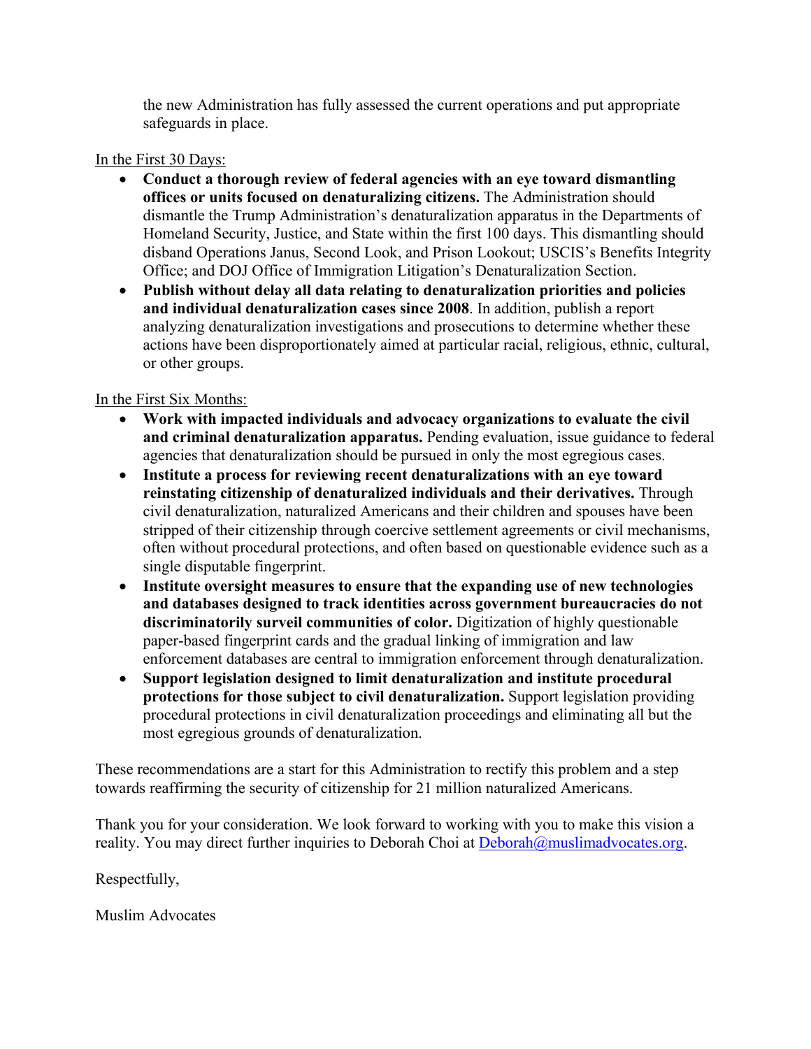the new Administration has fully assessed the current operations and put appropriate safeguards in place.

<u>In the First 30 Days:</u>

- **Conduct a thorough review of federal agencies with an eye toward dismantling offices or units focused on denaturalizing citizens.** The Administration should dismantle the Trump Administration's denaturalization apparatus in the Departments of Homeland Security, Justice, and State within the first 100 days. This dismantling should disband Operations Janus, Second Look, and Prison Lookout; USCIS's Benefits Integrity Office; and DOJ Office of Immigration Litigation's Denaturalization Section.
- **Publish without delay all data relating to denaturalization priorities and policies and individual denaturalization cases since 2008**. In addition, publish a report analyzing denaturalization investigations and prosecutions to determine whether these actions have been disproportionately aimed at particular racial, religious, ethnic, cultural, or other groups.

<u>In the First Six Months:</u>

- **Work with impacted individuals and advocacy organizations to evaluate the civil and criminal denaturalization apparatus.** Pending evaluation, issue guidance to federal agencies that denaturalization should be pursued in only the most egregious cases.
- **Institute a process for reviewing recent denaturalizations with an eye toward reinstating citizenship of denaturalized individuals and their derivatives.** Through civil denaturalization, naturalized Americans and their children and spouses have been stripped of their citizenship through coercive settlement agreements or civil mechanisms, often without procedural protections, and often based on questionable evidence such as a single disputable fingerprint.
- **Institute oversight measures to ensure that the expanding use of new technologies and databases designed to track identities across government bureaucracies do not discriminatorily surveil communities of color.** Digitization of highly questionable paper-based fingerprint cards and the gradual linking of immigration and law enforcement databases are central to immigration enforcement through denaturalization.
- **Support legislation designed to limit denaturalization and institute procedural protections for those subject to civil denaturalization.** Support legislation providing procedural protections in civil denaturalization proceedings and eliminating all but the most egregious grounds of denaturalization.

These recommendations are a start for this Administration to rectify this problem and a step towards reaffirming the security of citizenship for 21 million naturalized Americans.

Thank you for your consideration. We look forward to working with you to make this vision a reality. You may direct further inquiries to Deborah Choi at [Deborah@muslimadvocates.org](mailto:Deborah@muslimadvocates.org).

Respectfully,

Muslim Advocates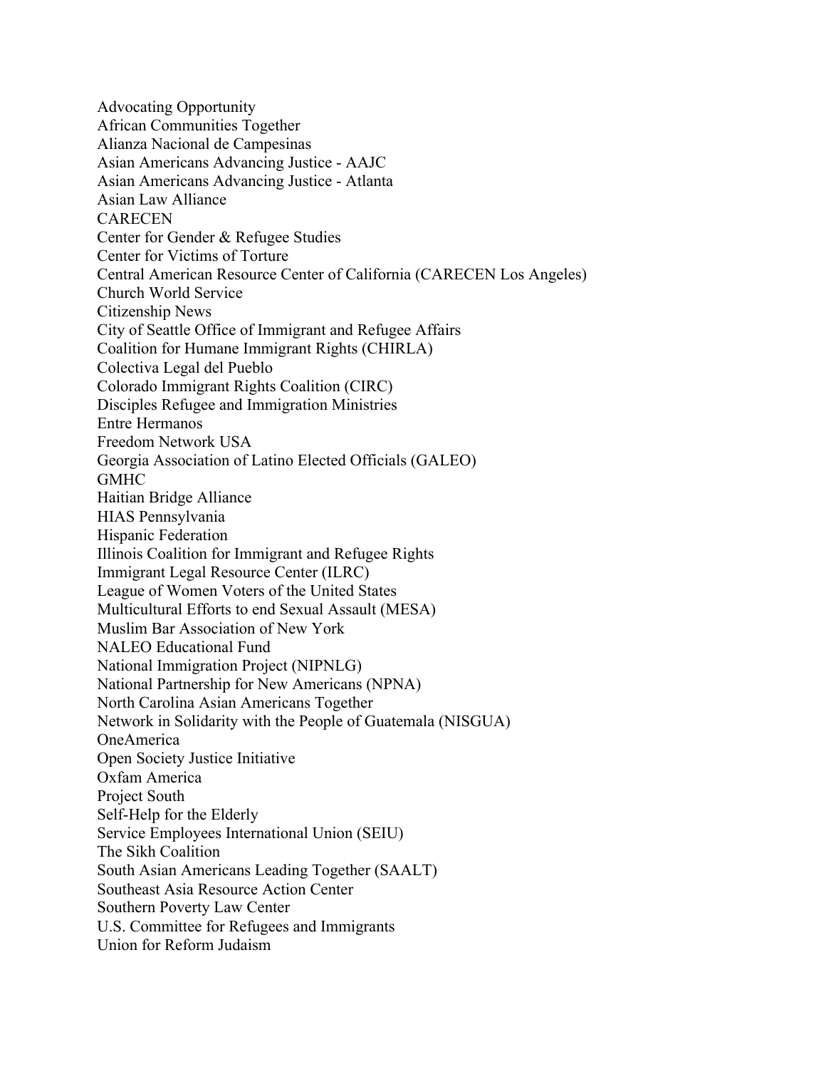Advocating Opportunity
African Communities Together
Alianza Nacional de Campesinas
Asian Americans Advancing Justice - AAJC
Asian Americans Advancing Justice - Atlanta
Asian Law Alliance
CARECEN
Center for Gender & Refugee Studies
Center for Victims of Torture
Central American Resource Center of California (CARECEN Los Angeles)
Church World Service
Citizenship News
City of Seattle Office of Immigrant and Refugee Affairs
Coalition for Humane Immigrant Rights (CHIRLA)
Colectiva Legal del Pueblo
Colorado Immigrant Rights Coalition (CIRC)
Disciples Refugee and Immigration Ministries
Entre Hermanos
Freedom Network USA
Georgia Association of Latino Elected Officials (GALEO)
GMHC
Haitian Bridge Alliance
HIAS Pennsylvania
Hispanic Federation
Illinois Coalition for Immigrant and Refugee Rights
Immigrant Legal Resource Center (ILRC)
League of Women Voters of the United States
Multicultural Efforts to end Sexual Assault (MESA)
Muslim Bar Association of New York
NALEO Educational Fund
National Immigration Project (NIPNLG)
National Partnership for New Americans (NPNA)
North Carolina Asian Americans Together
Network in Solidarity with the People of Guatemala (NISGUA)
OneAmerica
Open Society Justice Initiative
Oxfam America
Project South
Self-Help for the Elderly
Service Employees International Union (SEIU)
The Sikh Coalition
South Asian Americans Leading Together (SAALT)
Southeast Asia Resource Action Center
Southern Poverty Law Center
U.S. Committee for Refugees and Immigrants
Union for Reform Judaism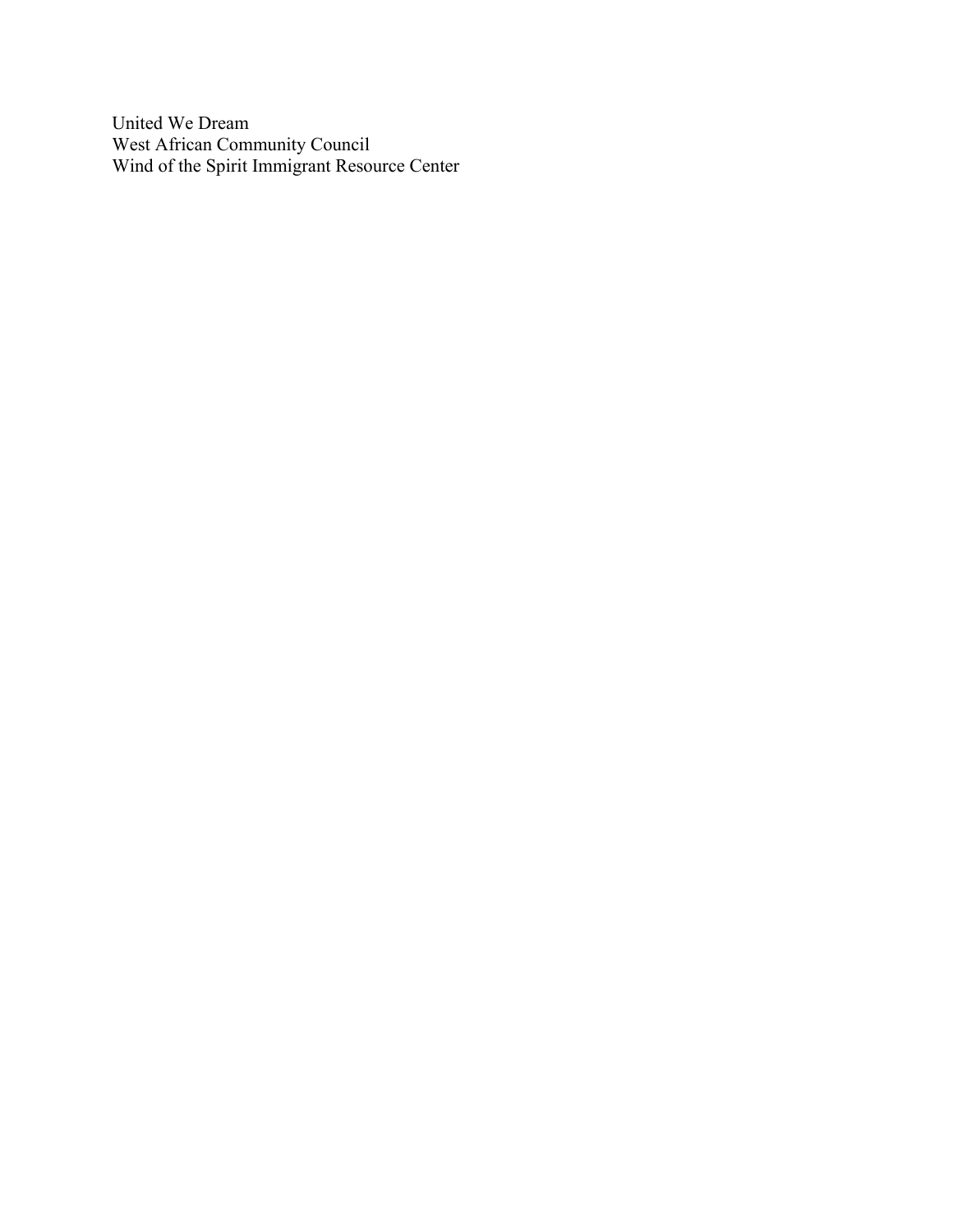United We Dream
West African Community Council
Wind of the Spirit Immigrant Resource Center